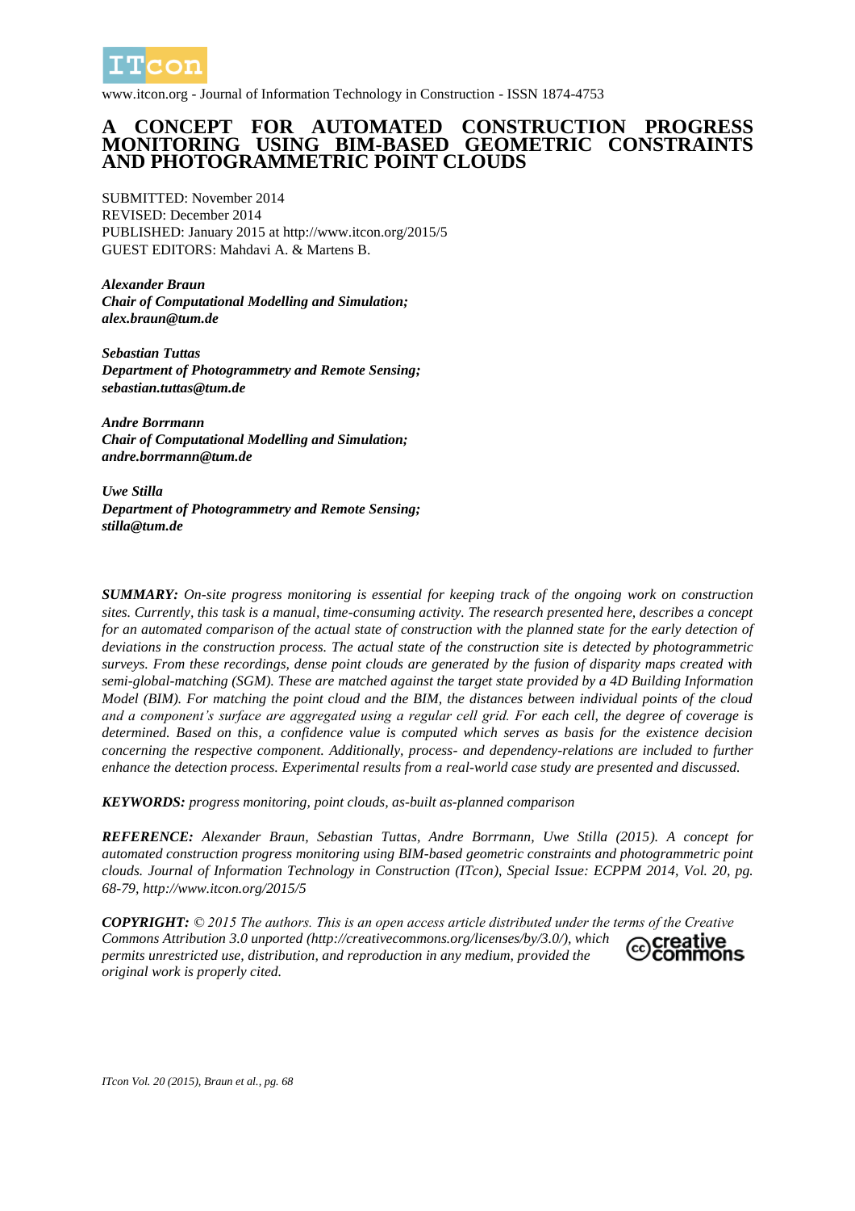www.itcon.org - Journal of Information Technology in Construction - ISSN 1874-4753

# A CONCEPT FOR AUTOMATED CONSTRUCTION PROGRESS MONITORING USING BIM-BASED GEOMETRIC CONSTRAINTS AND PHOTOGRAMMETRIC POINT CLOUDS

SUBMITTED: November 2014
REVISED: December 2014
PUBLISHED: January 2015 at http://www.itcon.org/2015/5
GUEST EDITORS: Mahdavi A. & Martens B.

***Alexander Braun***
***Chair of Computational Modelling and Simulation;***
***alex.braun@tum.de***

***Sebastian Tuttas***
***Department of Photogrammetry and Remote Sensing;***
***sebastian.tuttas@tum.de***

***Andre Borrmann***
***Chair of Computational Modelling and Simulation;***
***andre.borrmann@tum.de***

***Uwe Stilla***
***Department of Photogrammetry and Remote Sensing;***
***stilla@tum.de***

***SUMMARY:*** *On-site progress monitoring is essential for keeping track of the ongoing work on construction sites. Currently, this task is a manual, time-consuming activity. The research presented here, describes a concept for an automated comparison of the actual state of construction with the planned state for the early detection of deviations in the construction process. The actual state of the construction site is detected by photogrammetric surveys. From these recordings, dense point clouds are generated by the fusion of disparity maps created with semi-global-matching (SGM). These are matched against the target state provided by a 4D Building Information Model (BIM). For matching the point cloud and the BIM, the distances between individual points of the cloud and a component's surface are aggregated using a regular cell grid. For each cell, the degree of coverage is determined. Based on this, a confidence value is computed which serves as basis for the existence decision concerning the respective component. Additionally, process- and dependency-relations are included to further enhance the detection process. Experimental results from a real-world case study are presented and discussed.*

***KEYWORDS:*** *progress monitoring, point clouds, as-built as-planned comparison*

***REFERENCE:*** *Alexander Braun, Sebastian Tuttas, Andre Borrmann, Uwe Stilla (2015). A concept for automated construction progress monitoring using BIM-based geometric constraints and photogrammetric point clouds. Journal of Information Technology in Construction (ITcon), Special Issue: ECPPM 2014, Vol. 20, pg. 68-79, http://www.itcon.org/2015/5*

***COPYRIGHT:*** *© 2015 The authors. This is an open access article distributed under the terms of the Creative Commons Attribution 3.0 unported (http://creativecommons.org/licenses/by/3.0/), which permits unrestricted use, distribution, and reproduction in any medium, provided the original work is properly cited.*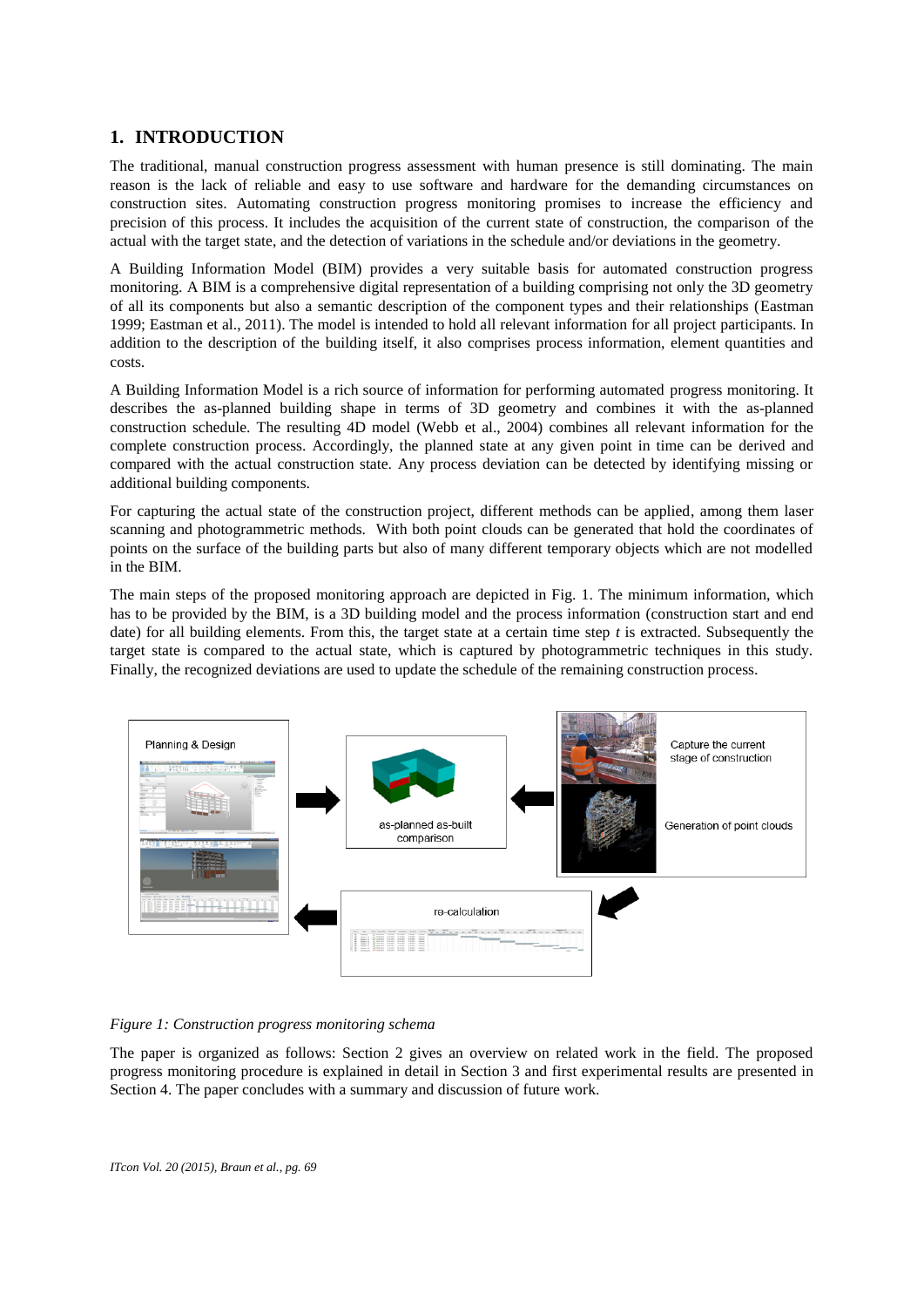## 1. INTRODUCTION

The traditional, manual construction progress assessment with human presence is still dominating. The main reason is the lack of reliable and easy to use software and hardware for the demanding circumstances on construction sites. Automating construction progress monitoring promises to increase the efficiency and precision of this process. It includes the acquisition of the current state of construction, the comparison of the actual with the target state, and the detection of variations in the schedule and/or deviations in the geometry.

A Building Information Model (BIM) provides a very suitable basis for automated construction progress monitoring. A BIM is a comprehensive digital representation of a building comprising not only the 3D geometry of all its components but also a semantic description of the component types and their relationships (Eastman 1999; Eastman et al., 2011). The model is intended to hold all relevant information for all project participants. In addition to the description of the building itself, it also comprises process information, element quantities and costs.

A Building Information Model is a rich source of information for performing automated progress monitoring. It describes the as-planned building shape in terms of 3D geometry and combines it with the as-planned construction schedule. The resulting 4D model (Webb et al., 2004) combines all relevant information for the complete construction process. Accordingly, the planned state at any given point in time can be derived and compared with the actual construction state. Any process deviation can be detected by identifying missing or additional building components.

For capturing the actual state of the construction project, different methods can be applied, among them laser scanning and photogrammetric methods. With both point clouds can be generated that hold the coordinates of points on the surface of the building parts but also of many different temporary objects which are not modelled in the BIM.

The main steps of the proposed monitoring approach are depicted in Fig. 1. The minimum information, which has to be provided by the BIM, is a 3D building model and the process information (construction start and end date) for all building elements. From this, the target state at a certain time step *t* is extracted. Subsequently the target state is compared to the actual state, which is captured by photogrammetric techniques in this study. Finally, the recognized deviations are used to update the schedule of the remaining construction process.

Planning & Design

as-planned as-built comparison

Capture the current stage of construction

Generation of point clouds

re-calculation

*Figure 1: Construction progress monitoring schema*

The paper is organized as follows: Section 2 gives an overview on related work in the field. The proposed progress monitoring procedure is explained in detail in Section 3 and first experimental results are presented in Section 4. The paper concludes with a summary and discussion of future work.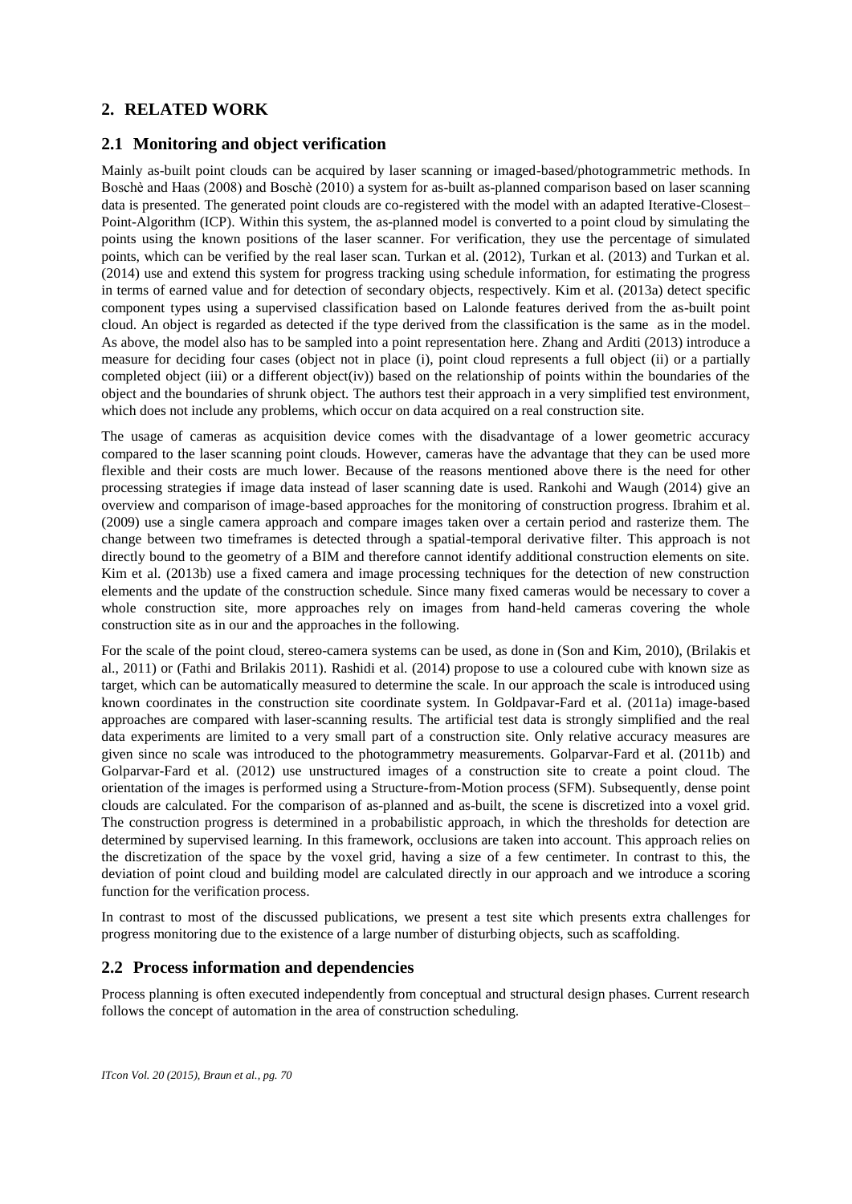## 2. RELATED WORK

### 2.1 Monitoring and object verification

Mainly as-built point clouds can be acquired by laser scanning or imaged-based/photogrammetric methods. In Boschè and Haas (2008) and Boschè (2010) a system for as-built as-planned comparison based on laser scanning data is presented. The generated point clouds are co-registered with the model with an adapted Iterative-Closest–Point-Algorithm (ICP). Within this system, the as-planned model is converted to a point cloud by simulating the points using the known positions of the laser scanner. For verification, they use the percentage of simulated points, which can be verified by the real laser scan. Turkan et al. (2012), Turkan et al. (2013) and Turkan et al. (2014) use and extend this system for progress tracking using schedule information, for estimating the progress in terms of earned value and for detection of secondary objects, respectively. Kim et al. (2013a) detect specific component types using a supervised classification based on Lalonde features derived from the as-built point cloud. An object is regarded as detected if the type derived from the classification is the same as in the model. As above, the model also has to be sampled into a point representation here. Zhang and Arditi (2013) introduce a measure for deciding four cases (object not in place (i), point cloud represents a full object (ii) or a partially completed object (iii) or a different object(iv)) based on the relationship of points within the boundaries of the object and the boundaries of shrunk object. The authors test their approach in a very simplified test environment, which does not include any problems, which occur on data acquired on a real construction site.

The usage of cameras as acquisition device comes with the disadvantage of a lower geometric accuracy compared to the laser scanning point clouds. However, cameras have the advantage that they can be used more flexible and their costs are much lower. Because of the reasons mentioned above there is the need for other processing strategies if image data instead of laser scanning date is used. Rankohi and Waugh (2014) give an overview and comparison of image-based approaches for the monitoring of construction progress. Ibrahim et al. (2009) use a single camera approach and compare images taken over a certain period and rasterize them. The change between two timeframes is detected through a spatial-temporal derivative filter. This approach is not directly bound to the geometry of a BIM and therefore cannot identify additional construction elements on site. Kim et al. (2013b) use a fixed camera and image processing techniques for the detection of new construction elements and the update of the construction schedule. Since many fixed cameras would be necessary to cover a whole construction site, more approaches rely on images from hand-held cameras covering the whole construction site as in our and the approaches in the following.

For the scale of the point cloud, stereo-camera systems can be used, as done in (Son and Kim, 2010), (Brilakis et al., 2011) or (Fathi and Brilakis 2011). Rashidi et al. (2014) propose to use a coloured cube with known size as target, which can be automatically measured to determine the scale. In our approach the scale is introduced using known coordinates in the construction site coordinate system. In Goldpavar-Fard et al. (2011a) image-based approaches are compared with laser-scanning results. The artificial test data is strongly simplified and the real data experiments are limited to a very small part of a construction site. Only relative accuracy measures are given since no scale was introduced to the photogrammetry measurements. Golparvar-Fard et al. (2011b) and Golparvar-Fard et al. (2012) use unstructured images of a construction site to create a point cloud. The orientation of the images is performed using a Structure-from-Motion process (SFM). Subsequently, dense point clouds are calculated. For the comparison of as-planned and as-built, the scene is discretized into a voxel grid. The construction progress is determined in a probabilistic approach, in which the thresholds for detection are determined by supervised learning. In this framework, occlusions are taken into account. This approach relies on the discretization of the space by the voxel grid, having a size of a few centimeter. In contrast to this, the deviation of point cloud and building model are calculated directly in our approach and we introduce a scoring function for the verification process.

In contrast to most of the discussed publications, we present a test site which presents extra challenges for progress monitoring due to the existence of a large number of disturbing objects, such as scaffolding.

### 2.2 Process information and dependencies

Process planning is often executed independently from conceptual and structural design phases. Current research follows the concept of automation in the area of construction scheduling.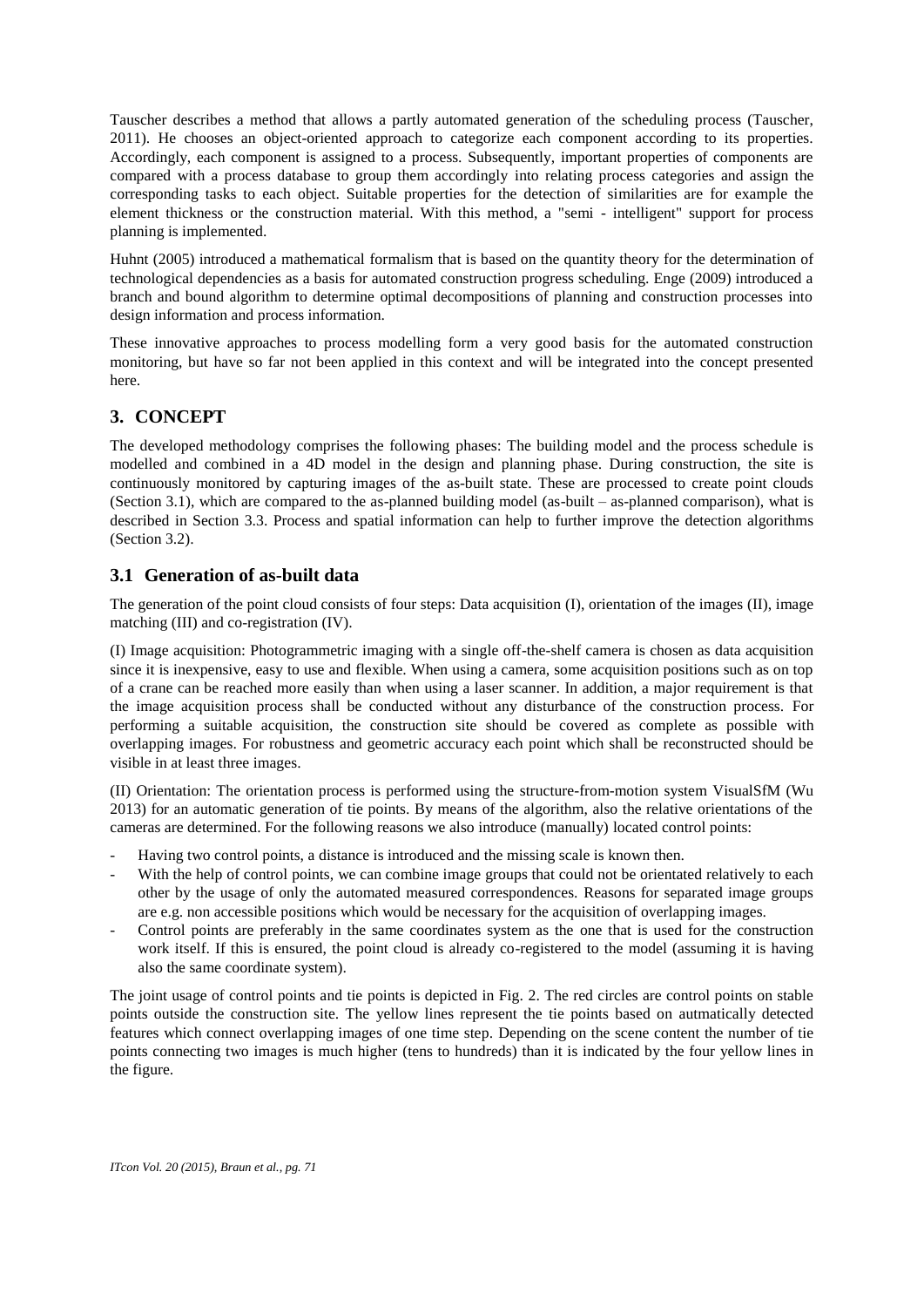Tauscher describes a method that allows a partly automated generation of the scheduling process (Tauscher, 2011). He chooses an object-oriented approach to categorize each component according to its properties. Accordingly, each component is assigned to a process. Subsequently, important properties of components are compared with a process database to group them accordingly into relating process categories and assign the corresponding tasks to each object. Suitable properties for the detection of similarities are for example the element thickness or the construction material. With this method, a "semi - intelligent" support for process planning is implemented.

Huhnt (2005) introduced a mathematical formalism that is based on the quantity theory for the determination of technological dependencies as a basis for automated construction progress scheduling. Enge (2009) introduced a branch and bound algorithm to determine optimal decompositions of planning and construction processes into design information and process information.

These innovative approaches to process modelling form a very good basis for the automated construction monitoring, but have so far not been applied in this context and will be integrated into the concept presented here.

## 3. CONCEPT

The developed methodology comprises the following phases: The building model and the process schedule is modelled and combined in a 4D model in the design and planning phase. During construction, the site is continuously monitored by capturing images of the as-built state. These are processed to create point clouds (Section 3.1), which are compared to the as-planned building model (as-built – as-planned comparison), what is described in Section 3.3. Process and spatial information can help to further improve the detection algorithms (Section 3.2).

### 3.1 Generation of as-built data

The generation of the point cloud consists of four steps: Data acquisition (I), orientation of the images (II), image matching (III) and co-registration (IV).

(I) Image acquisition: Photogrammetric imaging with a single off-the-shelf camera is chosen as data acquisition since it is inexpensive, easy to use and flexible. When using a camera, some acquisition positions such as on top of a crane can be reached more easily than when using a laser scanner. In addition, a major requirement is that the image acquisition process shall be conducted without any disturbance of the construction process. For performing a suitable acquisition, the construction site should be covered as complete as possible with overlapping images. For robustness and geometric accuracy each point which shall be reconstructed should be visible in at least three images.

(II) Orientation: The orientation process is performed using the structure-from-motion system VisualSfM (Wu 2013) for an automatic generation of tie points. By means of the algorithm, also the relative orientations of the cameras are determined. For the following reasons we also introduce (manually) located control points:

- Having two control points, a distance is introduced and the missing scale is known then.
- With the help of control points, we can combine image groups that could not be orientated relatively to each other by the usage of only the automated measured correspondences. Reasons for separated image groups are e.g. non accessible positions which would be necessary for the acquisition of overlapping images.
- Control points are preferably in the same coordinates system as the one that is used for the construction work itself. If this is ensured, the point cloud is already co-registered to the model (assuming it is having also the same coordinate system).

The joint usage of control points and tie points is depicted in Fig. 2. The red circles are control points on stable points outside the construction site. The yellow lines represent the tie points based on autmatically detected features which connect overlapping images of one time step. Depending on the scene content the number of tie points connecting two images is much higher (tens to hundreds) than it is indicated by the four yellow lines in the figure.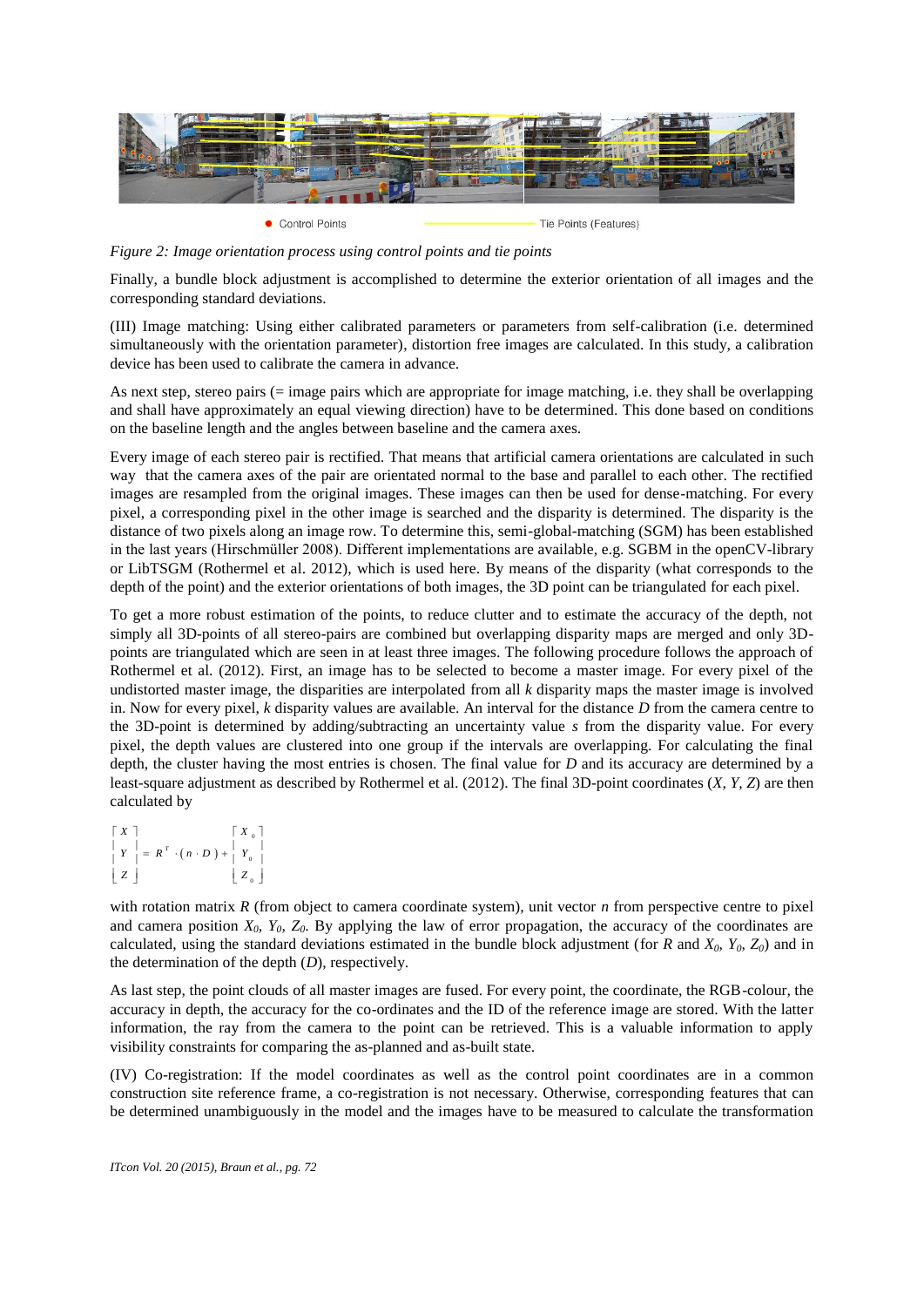Control Points

Tie Points (Features)

*Figure 2: Image orientation process using control points and tie points*

Finally, a bundle block adjustment is accomplished to determine the exterior orientation of all images and the corresponding standard deviations.

(III) Image matching: Using either calibrated parameters or parameters from self-calibration (i.e. determined simultaneously with the orientation parameter), distortion free images are calculated. In this study, a calibration device has been used to calibrate the camera in advance.

As next step, stereo pairs (= image pairs which are appropriate for image matching, i.e. they shall be overlapping and shall have approximately an equal viewing direction) have to be determined. This done based on conditions on the baseline length and the angles between baseline and the camera axes.

Every image of each stereo pair is rectified. That means that artificial camera orientations are calculated in such way that the camera axes of the pair are orientated normal to the base and parallel to each other. The rectified images are resampled from the original images. These images can then be used for dense-matching. For every pixel, a corresponding pixel in the other image is searched and the disparity is determined. The disparity is the distance of two pixels along an image row. To determine this, semi-global-matching (SGM) has been established in the last years (Hirschmüller 2008). Different implementations are available, e.g. SGBM in the openCV-library or LibTSGM (Rothermel et al. 2012), which is used here. By means of the disparity (what corresponds to the depth of the point) and the exterior orientations of both images, the 3D point can be triangulated for each pixel.

To get a more robust estimation of the points, to reduce clutter and to estimate the accuracy of the depth, not simply all 3D-points of all stereo-pairs are combined but overlapping disparity maps are merged and only 3D-points are triangulated which are seen in at least three images. The following procedure follows the approach of Rothermel et al. (2012). First, an image has to be selected to become a master image. For every pixel of the undistorted master image, the disparities are interpolated from all *k* disparity maps the master image is involved in. Now for every pixel, *k* disparity values are available. An interval for the distance *D* from the camera centre to the 3D-point is determined by adding/subtracting an uncertainty value *s* from the disparity value. For every pixel, the depth values are clustered into one group if the intervals are overlapping. For calculating the final depth, the cluster having the most entries is chosen. The final value for *D* and its accuracy are determined by a least-square adjustment as described by Rothermel et al. (2012). The final 3D-point coordinates ($X$, $Y$, $Z$) are then calculated by

$$\begin{bmatrix} X \\ Y \\ Z \end{bmatrix} = R^T \cdot (n \cdot D) + \begin{bmatrix} X_0 \\ Y_0 \\ Z_0 \end{bmatrix}$$

with rotation matrix $R$ (from object to camera coordinate system), unit vector $n$ from perspective centre to pixel and camera position $X_0$, $Y_0$, $Z_0$. By applying the law of error propagation, the accuracy of the coordinates are calculated, using the standard deviations estimated in the bundle block adjustment (for $R$ and $X_0$, $Y_0$, $Z_0$) and in the determination of the depth ($D$), respectively.

As last step, the point clouds of all master images are fused. For every point, the coordinate, the RGB-colour, the accuracy in depth, the accuracy for the co-ordinates and the ID of the reference image are stored. With the latter information, the ray from the camera to the point can be retrieved. This is a valuable information to apply visibility constraints for comparing the as-planned and as-built state.

(IV) Co-registration: If the model coordinates as well as the control point coordinates are in a common construction site reference frame, a co-registration is not necessary. Otherwise, corresponding features that can be determined unambiguously in the model and the images have to be measured to calculate the transformation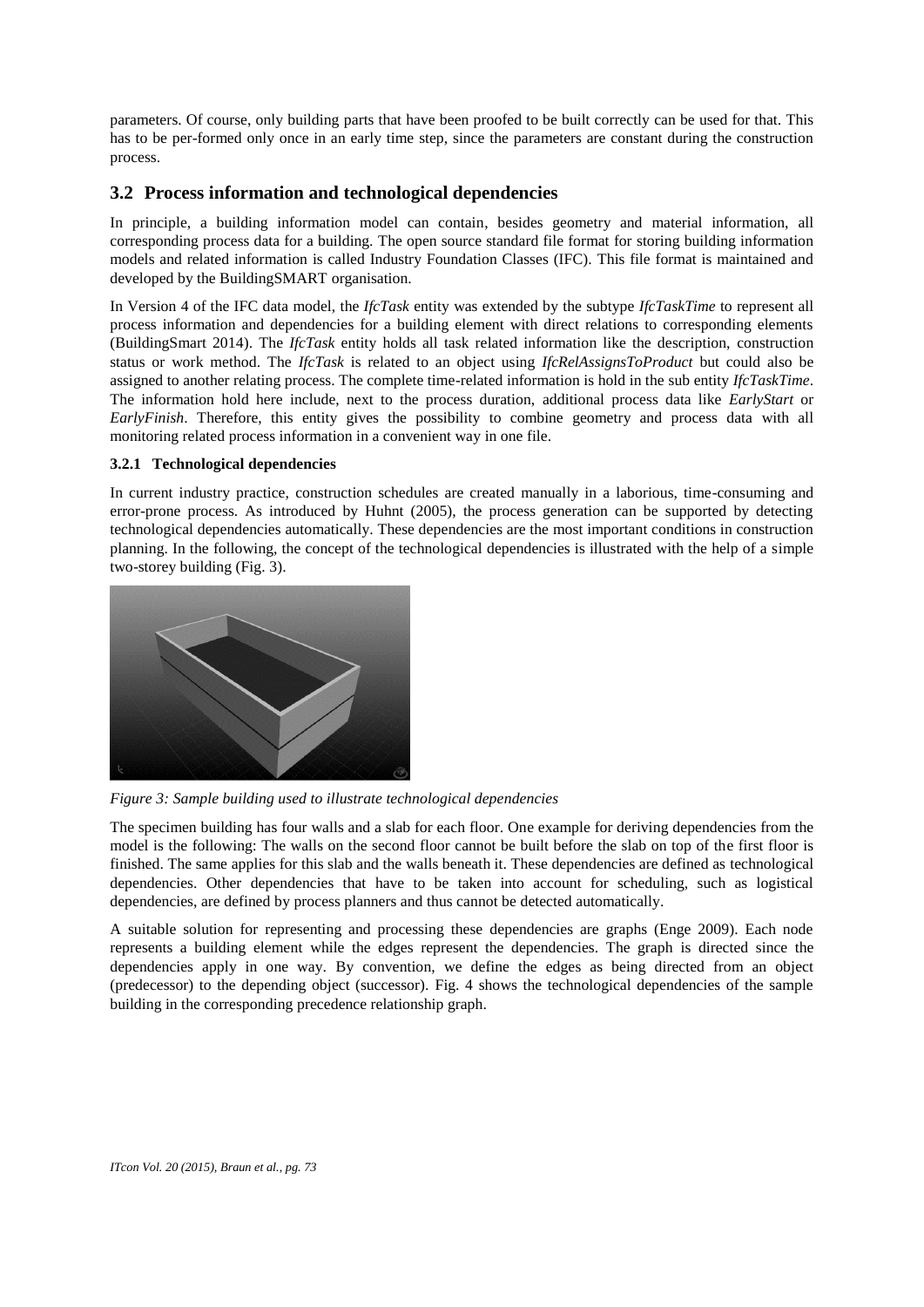parameters. Of course, only building parts that have been proofed to be built correctly can be used for that. This has to be per-formed only once in an early time step, since the parameters are constant during the construction process.

## 3.2 Process information and technological dependencies

In principle, a building information model can contain, besides geometry and material information, all corresponding process data for a building. The open source standard file format for storing building information models and related information is called Industry Foundation Classes (IFC). This file format is maintained and developed by the BuildingSMART organisation.

In Version 4 of the IFC data model, the *IfcTask* entity was extended by the subtype *IfcTaskTime* to represent all process information and dependencies for a building element with direct relations to corresponding elements (BuildingSmart 2014). The *IfcTask* entity holds all task related information like the description, construction status or work method. The *IfcTask* is related to an object using *IfcRelAssignsToProduct* but could also be assigned to another relating process. The complete time-related information is hold in the sub entity *IfcTaskTime*. The information hold here include, next to the process duration, additional process data like *EarlyStart* or *EarlyFinish*. Therefore, this entity gives the possibility to combine geometry and process data with all monitoring related process information in a convenient way in one file.

### 3.2.1 Technological dependencies

In current industry practice, construction schedules are created manually in a laborious, time-consuming and error-prone process. As introduced by Huhnt (2005), the process generation can be supported by detecting technological dependencies automatically. These dependencies are the most important conditions in construction planning. In the following, the concept of the technological dependencies is illustrated with the help of a simple two-storey building (Fig. 3).

*Figure 3: Sample building used to illustrate technological dependencies*

The specimen building has four walls and a slab for each floor. One example for deriving dependencies from the model is the following: The walls on the second floor cannot be built before the slab on top of the first floor is finished. The same applies for this slab and the walls beneath it. These dependencies are defined as technological dependencies. Other dependencies that have to be taken into account for scheduling, such as logistical dependencies, are defined by process planners and thus cannot be detected automatically.

A suitable solution for representing and processing these dependencies are graphs (Enge 2009). Each node represents a building element while the edges represent the dependencies. The graph is directed since the dependencies apply in one way. By convention, we define the edges as being directed from an object (predecessor) to the depending object (successor). Fig. 4 shows the technological dependencies of the sample building in the corresponding precedence relationship graph.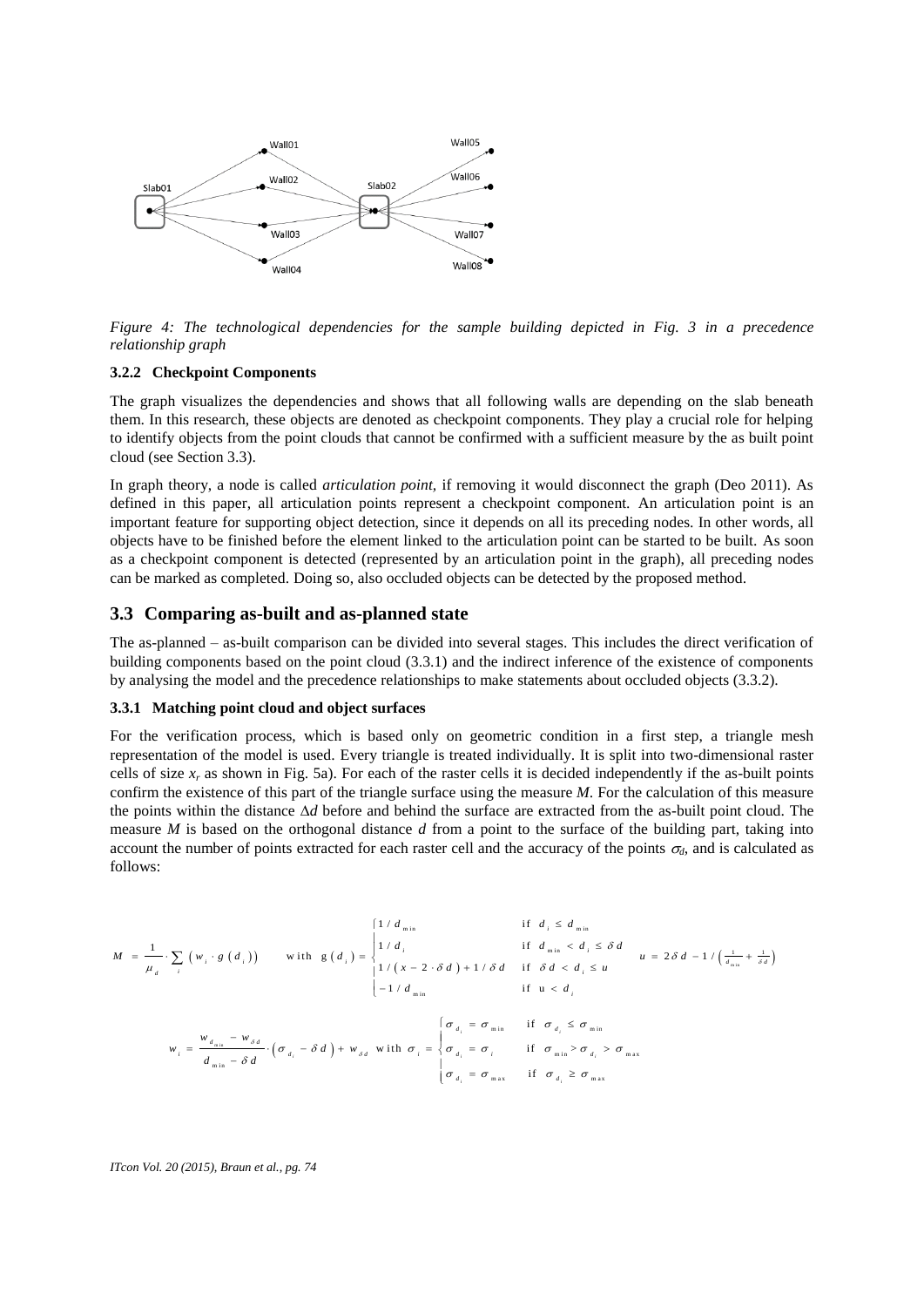*Figure 4: The technological dependencies for the sample building depicted in Fig. 3 in a precedence relationship graph*

### 3.2.2 Checkpoint Components

The graph visualizes the dependencies and shows that all following walls are depending on the slab beneath them. In this research, these objects are denoted as checkpoint components. They play a crucial role for helping to identify objects from the point clouds that cannot be confirmed with a sufficient measure by the as built point cloud (see Section 3.3).

In graph theory, a node is called *articulation point,* if removing it would disconnect the graph (Deo 2011). As defined in this paper, all articulation points represent a checkpoint component. An articulation point is an important feature for supporting object detection, since it depends on all its preceding nodes. In other words, all objects have to be finished before the element linked to the articulation point can be started to be built. As soon as a checkpoint component is detected (represented by an articulation point in the graph), all preceding nodes can be marked as completed. Doing so, also occluded objects can be detected by the proposed method.

## 3.3 Comparing as-built and as-planned state

The as-planned – as-built comparison can be divided into several stages. This includes the direct verification of building components based on the point cloud (3.3.1) and the indirect inference of the existence of components by analysing the model and the precedence relationships to make statements about occluded objects (3.3.2).

### 3.3.1 Matching point cloud and object surfaces

For the verification process, which is based only on geometric condition in a first step, a triangle mesh representation of the model is used. Every triangle is treated individually. It is split into two-dimensional raster cells of size $x_r$ as shown in Fig. 5a). For each of the raster cells it is decided independently if the as-built points confirm the existence of this part of the triangle surface using the measure $M$. For the calculation of this measure the points within the distance $\Delta d$ before and behind the surface are extracted from the as-built point cloud. The measure $M$ is based on the orthogonal distance $d$ from a point to the surface of the building part, taking into account the number of points extracted for each raster cell and the accuracy of the points $\sigma_d$, and is calculated as follows:

$$M = \frac{1}{\mu_d} \cdot \sum_i \left( w_i \cdot g\left(d_i\right) \right) \qquad \text{with } \; g\left(d_i\right) = \begin{cases} 1/d_{min} & \text{if } d_i \leq d_{min} \\ 1/d_i & \text{if } d_{min} < d_i \leq \delta d \\ 1/\left(x - 2 \cdot \delta d\right) + 1/\delta d & \text{if } \delta d < d_i \leq u \\ -1/d_{min} & \text{if } u < d_i \end{cases} \qquad u = 2\delta d - 1/\left(\tfrac{1}{d_{min}} + \tfrac{1}{\delta d}\right)$$

$$w_i = \frac{w_{d_{min}} - w_{\delta d}}{d_{min} - \delta d} \cdot \left(\sigma_{d_i} - \delta d\right) + w_{\delta d} \;\; \text{with } \sigma_i = \begin{cases} \sigma_{d_i} = \sigma_{min} & \text{if } \sigma_{d_i} \leq \sigma_{min} \\ \sigma_{d_i} = \sigma_i & \text{if } \sigma_{min} > \sigma_{d_i} > \sigma_{max} \\ \sigma_{d_i} = \sigma_{max} & \text{if } \sigma_{d_i} \geq \sigma_{max} \end{cases}$$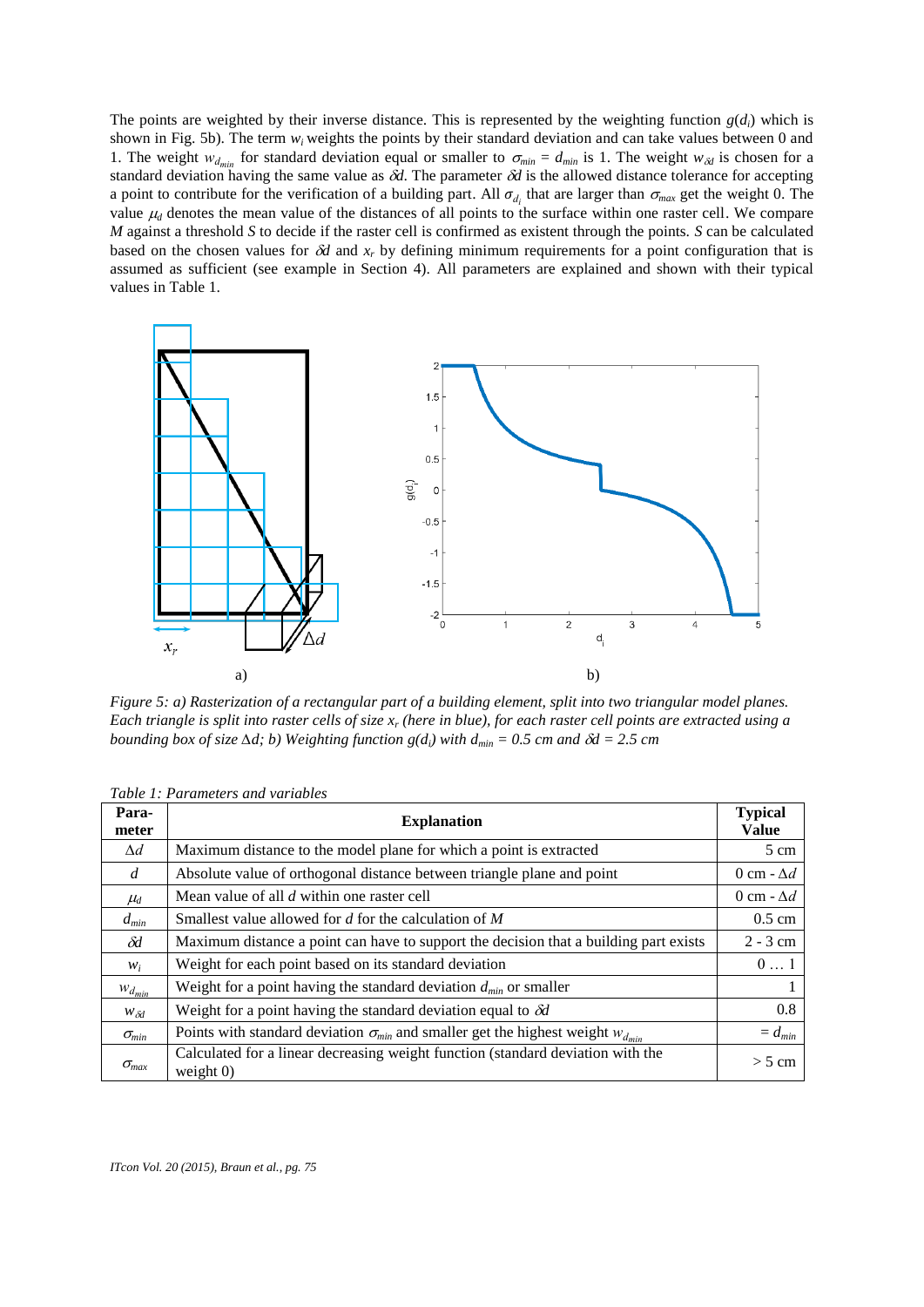The points are weighted by their inverse distance. This is represented by the weighting function $g(d_i)$ which is shown in Fig. 5b). The term $w_i$ weights the points by their standard deviation and can take values between 0 and 1. The weight $w_{d_{min}}$ for standard deviation equal or smaller to $\sigma_{min} = d_{min}$ is 1. The weight $w_{\delta d}$ is chosen for a standard deviation having the same value as $\delta d$. The parameter $\delta d$ is the allowed distance tolerance for accepting a point to contribute for the verification of a building part. All $\sigma_{d_i}$ that are larger than $\sigma_{max}$ get the weight 0. The value $\mu_d$ denotes the mean value of the distances of all points to the surface within one raster cell. We compare $M$ against a threshold $S$ to decide if the raster cell is confirmed as existent through the points. $S$ can be calculated based on the chosen values for $\delta d$ and $x_r$ by defining minimum requirements for a point configuration that is assumed as sufficient (see example in Section 4). All parameters are explained and shown with their typical values in Table 1.

$x_r$

$\Delta d$

a)

g(d$_i$)

2
1.5
1
0.5
0
-0.5
-1
-1.5
-2

0 1 2 3 4 5

d$_i$

b)

*Figure 5: a) Rasterization of a rectangular part of a building element, split into two triangular model planes. Each triangle is split into raster cells of size $x_r$ (here in blue), for each raster cell points are extracted using a bounding box of size $\Delta d$; b) Weighting function $g(d_i)$ with $d_{min}$ = 0.5 cm and $\delta d$ = 2.5 cm*

*Table 1: Parameters and variables*

| Para-meter | Explanation | Typical Value |
|---|---|---|
| $\Delta d$ | Maximum distance to the model plane for which a point is extracted | 5 cm |
| $d$ | Absolute value of orthogonal distance between triangle plane and point | 0 cm - $\Delta d$ |
| $\mu_d$ | Mean value of all $d$ within one raster cell | 0 cm - $\Delta d$ |
| $d_{min}$ | Smallest value allowed for $d$ for the calculation of $M$ | 0.5 cm |
| $\delta d$ | Maximum distance a point can have to support the decision that a building part exists | 2 - 3 cm |
| $w_i$ | Weight for each point based on its standard deviation | 0 … 1 |
| $w_{d_{min}}$ | Weight for a point having the standard deviation $d_{min}$ or smaller | 1 |
| $w_{\delta d}$ | Weight for a point having the standard deviation equal to $\delta d$ | 0.8 |
| $\sigma_{min}$ | Points with standard deviation $\sigma_{min}$ and smaller get the highest weight $w_{d_{min}}$ | $= d_{min}$ |
| $\sigma_{max}$ | Calculated for a linear decreasing weight function (standard deviation with the weight 0) | > 5 cm |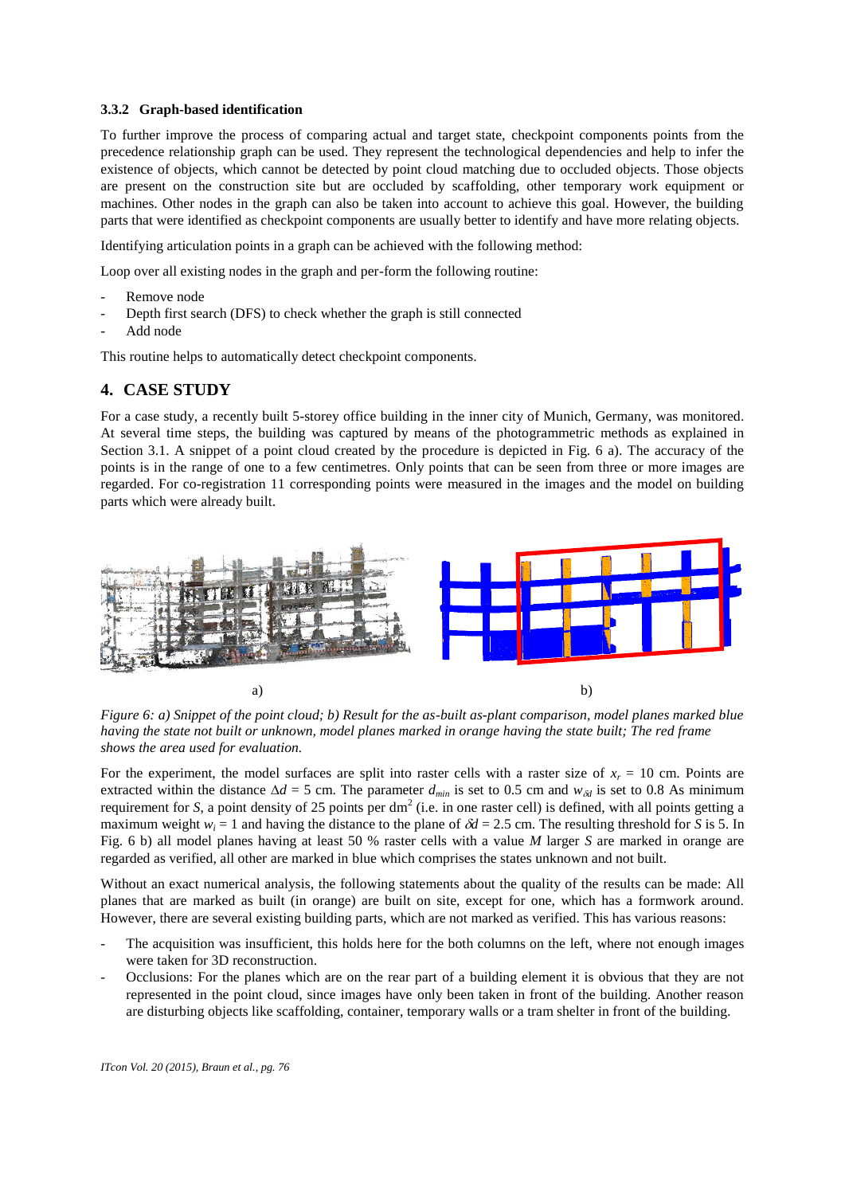### 3.3.2 Graph-based identification

To further improve the process of comparing actual and target state, checkpoint components points from the precedence relationship graph can be used. They represent the technological dependencies and help to infer the existence of objects, which cannot be detected by point cloud matching due to occluded objects. Those objects are present on the construction site but are occluded by scaffolding, other temporary work equipment or machines. Other nodes in the graph can also be taken into account to achieve this goal. However, the building parts that were identified as checkpoint components are usually better to identify and have more relating objects.

Identifying articulation points in a graph can be achieved with the following method:

Loop over all existing nodes in the graph and per-form the following routine:

- Remove node
- Depth first search (DFS) to check whether the graph is still connected
- Add node

This routine helps to automatically detect checkpoint components.

## 4. CASE STUDY

For a case study, a recently built 5-storey office building in the inner city of Munich, Germany, was monitored. At several time steps, the building was captured by means of the photogrammetric methods as explained in Section 3.1. A snippet of a point cloud created by the procedure is depicted in Fig. 6 a). The accuracy of the points is in the range of one to a few centimetres. Only points that can be seen from three or more images are regarded. For co-registration 11 corresponding points were measured in the images and the model on building parts which were already built.

a)

b)

*Figure 6: a) Snippet of the point cloud; b) Result for the as-built as-plant comparison, model planes marked blue having the state not built or unknown, model planes marked in orange having the state built; The red frame shows the area used for evaluation.*

For the experiment, the model surfaces are split into raster cells with a raster size of $x_r$ = 10 cm. Points are extracted within the distance $\Delta d$ = 5 cm. The parameter $d_{min}$ is set to 0.5 cm and $w_{\delta d}$ is set to 0.8 As minimum requirement for $S$, a point density of 25 points per $dm^2$ (i.e. in one raster cell) is defined, with all points getting a maximum weight $w_i = 1$ and having the distance to the plane of $\delta d$ = 2.5 cm. The resulting threshold for $S$ is 5. In Fig. 6 b) all model planes having at least 50 % raster cells with a value $M$ larger $S$ are marked in orange are regarded as verified, all other are marked in blue which comprises the states unknown and not built.

Without an exact numerical analysis, the following statements about the quality of the results can be made: All planes that are marked as built (in orange) are built on site, except for one, which has a formwork around. However, there are several existing building parts, which are not marked as verified. This has various reasons:

- The acquisition was insufficient, this holds here for the both columns on the left, where not enough images were taken for 3D reconstruction.
- Occlusions: For the planes which are on the rear part of a building element it is obvious that they are not represented in the point cloud, since images have only been taken in front of the building. Another reason are disturbing objects like scaffolding, container, temporary walls or a tram shelter in front of the building.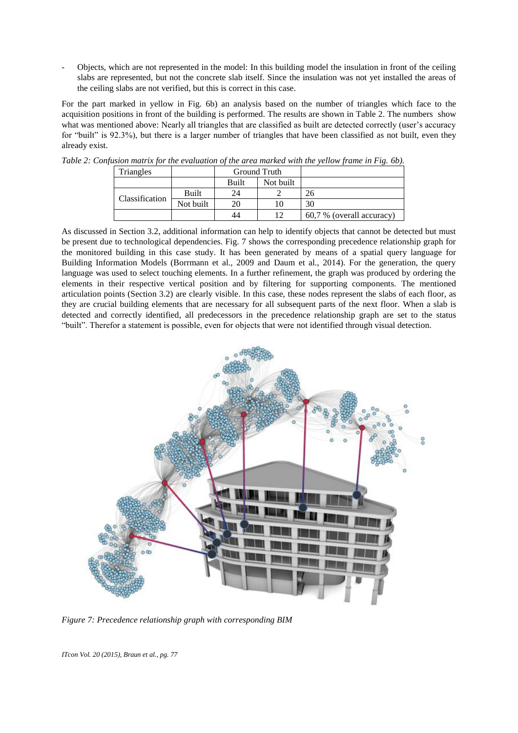- Objects, which are not represented in the model: In this building model the insulation in front of the ceiling slabs are represented, but not the concrete slab itself. Since the insulation was not yet installed the areas of the ceiling slabs are not verified, but this is correct in this case.

For the part marked in yellow in Fig. 6b) an analysis based on the number of triangles which face to the acquisition positions in front of the building is performed. The results are shown in Table 2. The numbers show what was mentioned above: Nearly all triangles that are classified as built are detected correctly (user's accuracy for "built" is 92.3%), but there is a larger number of triangles that have been classified as not built, even they already exist.

*Table 2: Confusion matrix for the evaluation of the area marked with the yellow frame in Fig. 6b).*

| Triangles | | Ground Truth | | |
|---|---|---|---|---|
| | | Built | Not built | |
| Classification | Built | 24 | 2 | 26 |
| | Not built | 20 | 10 | 30 |
| | | 44 | 12 | 60,7 % (overall accuracy) |

As discussed in Section 3.2, additional information can help to identify objects that cannot be detected but must be present due to technological dependencies. Fig. 7 shows the corresponding precedence relationship graph for the monitored building in this case study. It has been generated by means of a spatial query language for Building Information Models (Borrmann et al., 2009 and Daum et al., 2014). For the generation, the query language was used to select touching elements. In a further refinement, the graph was produced by ordering the elements in their respective vertical position and by filtering for supporting components. The mentioned articulation points (Section 3.2) are clearly visible. In this case, these nodes represent the slabs of each floor, as they are crucial building elements that are necessary for all subsequent parts of the next floor. When a slab is detected and correctly identified, all predecessors in the precedence relationship graph are set to the status "built". Therefor a statement is possible, even for objects that were not identified through visual detection.

*Figure 7: Precedence relationship graph with corresponding BIM*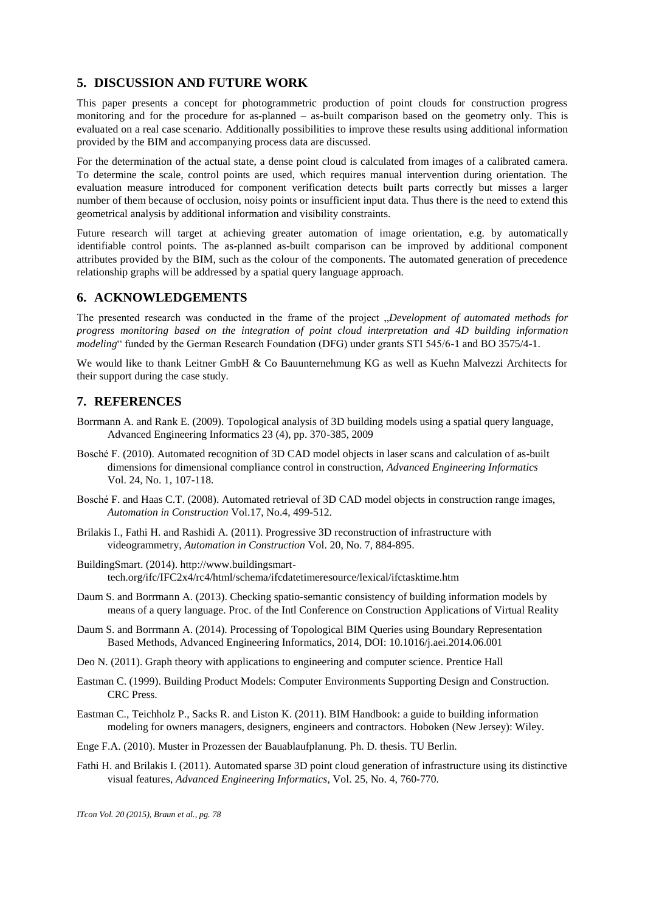## 5. DISCUSSION AND FUTURE WORK

This paper presents a concept for photogrammetric production of point clouds for construction progress monitoring and for the procedure for as-planned – as-built comparison based on the geometry only. This is evaluated on a real case scenario. Additionally possibilities to improve these results using additional information provided by the BIM and accompanying process data are discussed.

For the determination of the actual state, a dense point cloud is calculated from images of a calibrated camera. To determine the scale, control points are used, which requires manual intervention during orientation. The evaluation measure introduced for component verification detects built parts correctly but misses a larger number of them because of occlusion, noisy points or insufficient input data. Thus there is the need to extend this geometrical analysis by additional information and visibility constraints.

Future research will target at achieving greater automation of image orientation, e.g. by automatically identifiable control points. The as-planned as-built comparison can be improved by additional component attributes provided by the BIM, such as the colour of the components. The automated generation of precedence relationship graphs will be addressed by a spatial query language approach.

## 6. ACKNOWLEDGEMENTS

The presented research was conducted in the frame of the project „*Development of automated methods for progress monitoring based on the integration of point cloud interpretation and 4D building information modeling*" funded by the German Research Foundation (DFG) under grants STI 545/6-1 and BO 3575/4-1.

We would like to thank Leitner GmbH & Co Bauunternehmung KG as well as Kuehn Malvezzi Architects for their support during the case study.

## 7. REFERENCES

Borrmann A. and Rank E. (2009). Topological analysis of 3D building models using a spatial query language, Advanced Engineering Informatics 23 (4), pp. 370-385, 2009

Bosché F. (2010). Automated recognition of 3D CAD model objects in laser scans and calculation of as-built dimensions for dimensional compliance control in construction, *Advanced Engineering Informatics* Vol. 24, No. 1, 107-118.

Bosché F. and Haas C.T. (2008). Automated retrieval of 3D CAD model objects in construction range images, *Automation in Construction* Vol.17, No.4, 499-512.

Brilakis I., Fathi H. and Rashidi A. (2011). Progressive 3D reconstruction of infrastructure with videogrammetry, *Automation in Construction* Vol. 20, No. 7, 884-895.

BuildingSmart. (2014). http://www.buildingsmart-tech.org/ifc/IFC2x4/rc4/html/schema/ifcdatetimeresource/lexical/ifctasktime.htm

Daum S. and Borrmann A. (2013). Checking spatio-semantic consistency of building information models by means of a query language. Proc. of the Intl Conference on Construction Applications of Virtual Reality

Daum S. and Borrmann A. (2014). Processing of Topological BIM Queries using Boundary Representation Based Methods, Advanced Engineering Informatics, 2014, DOI: 10.1016/j.aei.2014.06.001

Deo N. (2011). Graph theory with applications to engineering and computer science. Prentice Hall

Eastman C. (1999). Building Product Models: Computer Environments Supporting Design and Construction. CRC Press.

Eastman C., Teichholz P., Sacks R. and Liston K. (2011). BIM Handbook: a guide to building information modeling for owners managers, designers, engineers and contractors. Hoboken (New Jersey): Wiley.

Enge F.A. (2010). Muster in Prozessen der Bauablaufplanung. Ph. D. thesis. TU Berlin.

Fathi H. and Brilakis I. (2011). Automated sparse 3D point cloud generation of infrastructure using its distinctive visual features, *Advanced Engineering Informatics*, Vol. 25, No. 4, 760-770.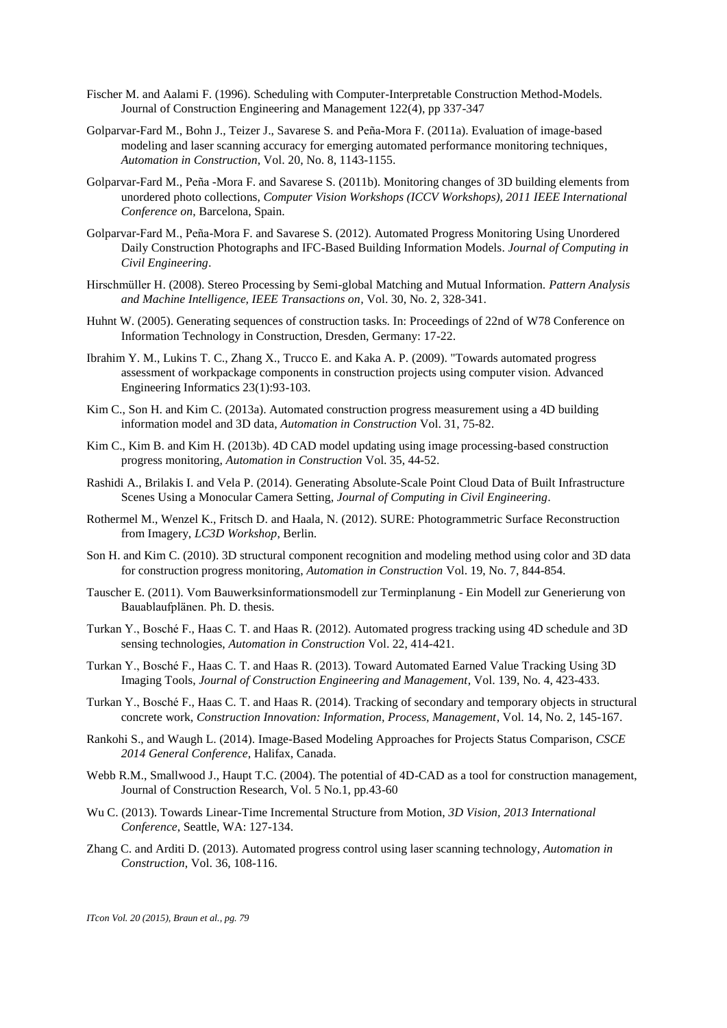Fischer M. and Aalami F. (1996). Scheduling with Computer-Interpretable Construction Method-Models. Journal of Construction Engineering and Management 122(4), pp 337-347

Golparvar-Fard M., Bohn J., Teizer J., Savarese S. and Peña-Mora F. (2011a). Evaluation of image-based modeling and laser scanning accuracy for emerging automated performance monitoring techniques, *Automation in Construction*, Vol. 20, No. 8, 1143-1155.

Golparvar-Fard M., Peña -Mora F. and Savarese S. (2011b). Monitoring changes of 3D building elements from unordered photo collections, *Computer Vision Workshops (ICCV Workshops), 2011 IEEE International Conference on*, Barcelona, Spain.

Golparvar-Fard M., Peña-Mora F. and Savarese S. (2012). Automated Progress Monitoring Using Unordered Daily Construction Photographs and IFC-Based Building Information Models. *Journal of Computing in Civil Engineering*.

Hirschmüller H. (2008). Stereo Processing by Semi-global Matching and Mutual Information. *Pattern Analysis and Machine Intelligence, IEEE Transactions on*, Vol. 30, No. 2, 328-341.

Huhnt W. (2005). Generating sequences of construction tasks. In: Proceedings of 22nd of W78 Conference on Information Technology in Construction, Dresden, Germany: 17-22.

Ibrahim Y. M., Lukins T. C., Zhang X., Trucco E. and Kaka A. P. (2009). "Towards automated progress assessment of workpackage components in construction projects using computer vision. Advanced Engineering Informatics 23(1):93-103.

Kim C., Son H. and Kim C. (2013a). Automated construction progress measurement using a 4D building information model and 3D data, *Automation in Construction* Vol. 31, 75-82.

Kim C., Kim B. and Kim H. (2013b). 4D CAD model updating using image processing-based construction progress monitoring, *Automation in Construction* Vol. 35, 44-52.

Rashidi A., Brilakis I. and Vela P. (2014). Generating Absolute-Scale Point Cloud Data of Built Infrastructure Scenes Using a Monocular Camera Setting, *Journal of Computing in Civil Engineering*.

Rothermel M., Wenzel K., Fritsch D. and Haala, N. (2012). SURE: Photogrammetric Surface Reconstruction from Imagery, *LC3D Workshop*, Berlin.

Son H. and Kim C. (2010). 3D structural component recognition and modeling method using color and 3D data for construction progress monitoring, *Automation in Construction* Vol. 19, No. 7, 844-854.

Tauscher E. (2011). Vom Bauwerksinformationsmodell zur Terminplanung - Ein Modell zur Generierung von Bauablaufplänen. Ph. D. thesis.

Turkan Y., Bosché F., Haas C. T. and Haas R. (2012). Automated progress tracking using 4D schedule and 3D sensing technologies, *Automation in Construction* Vol. 22, 414-421.

Turkan Y., Bosché F., Haas C. T. and Haas R. (2013). Toward Automated Earned Value Tracking Using 3D Imaging Tools, *Journal of Construction Engineering and Management*, Vol. 139, No. 4, 423-433.

Turkan Y., Bosché F., Haas C. T. and Haas R. (2014). Tracking of secondary and temporary objects in structural concrete work, *Construction Innovation: Information, Process, Management*, Vol. 14, No. 2, 145-167.

Rankohi S., and Waugh L. (2014). Image-Based Modeling Approaches for Projects Status Comparison, *CSCE 2014 General Conference*, Halifax, Canada.

Webb R.M., Smallwood J., Haupt T.C. (2004). The potential of 4D-CAD as a tool for construction management, Journal of Construction Research, Vol. 5 No.1, pp.43-60

Wu C. (2013). Towards Linear-Time Incremental Structure from Motion, *3D Vision, 2013 International Conference*, Seattle, WA: 127-134.

Zhang C. and Arditi D. (2013). Automated progress control using laser scanning technology, *Automation in Construction*, Vol. 36, 108-116.